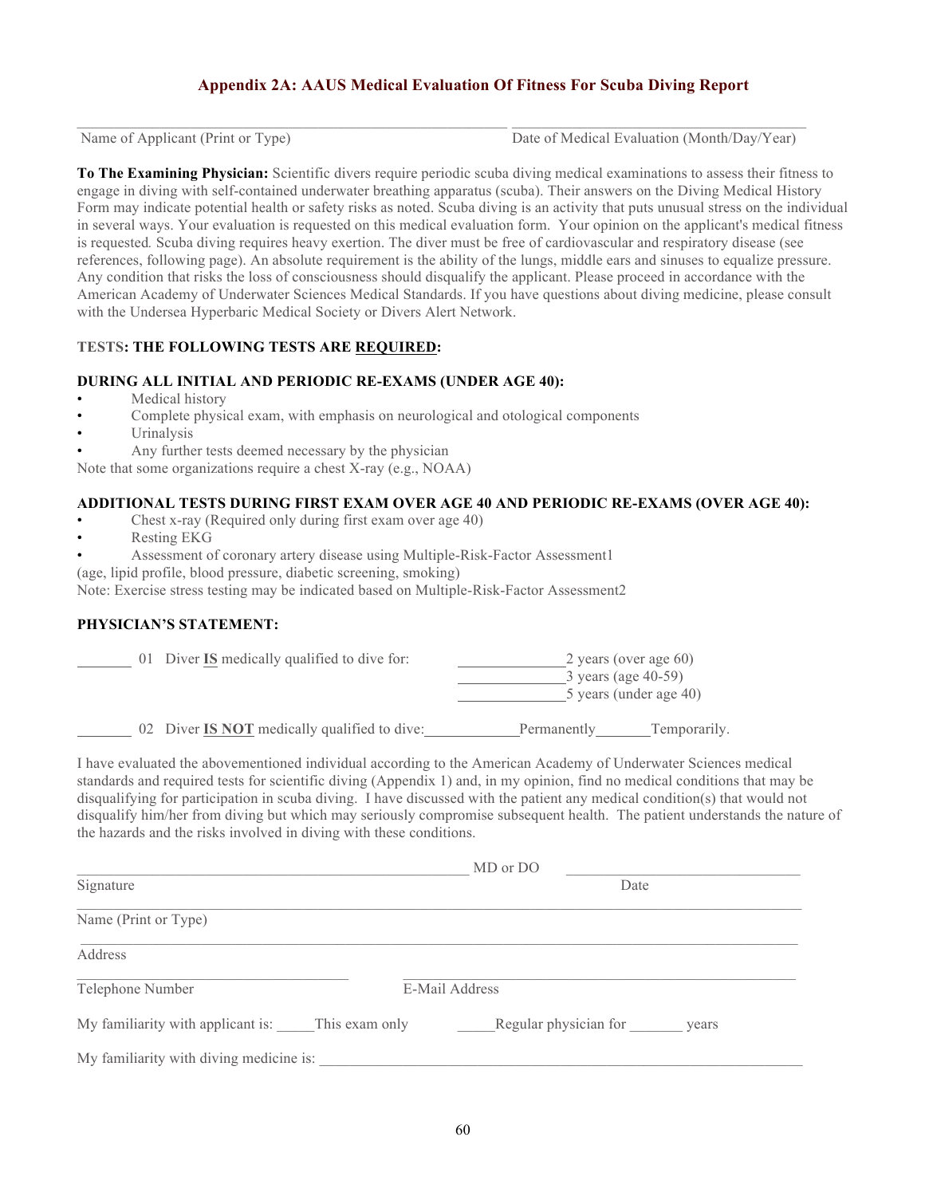## Appendix 2A: AAUS Medical Evaluation Of Fitness For Scuba Diving Report

\_\_\_\_\_\_\_\_\_\_\_\_\_\_\_\_\_\_\_\_\_\_\_\_\_\_\_\_\_\_\_\_\_\_\_\_\_\_\_\_\_\_ \_\_\_\_\_\_\_\_\_\_\_\_\_\_\_\_\_\_\_\_\_\_\_\_\_\_\_\_\_\_\_\_\_\_\_\_
Name of Applicant (Print or Type) Date of Medical Evaluation (Month/Day/Year)

**To The Examining Physician:** Scientific divers require periodic scuba diving medical examinations to assess their fitness to engage in diving with self-contained underwater breathing apparatus (scuba). Their answers on the Diving Medical History Form may indicate potential health or safety risks as noted. Scuba diving is an activity that puts unusual stress on the individual in several ways. Your evaluation is requested on this medical evaluation form. Your opinion on the applicant's medical fitness is requested. Scuba diving requires heavy exertion. The diver must be free of cardiovascular and respiratory disease (see references, following page). An absolute requirement is the ability of the lungs, middle ears and sinuses to equalize pressure. Any condition that risks the loss of consciousness should disqualify the applicant. Please proceed in accordance with the American Academy of Underwater Sciences Medical Standards. If you have questions about diving medicine, please consult with the Undersea Hyperbaric Medical Society or Divers Alert Network.

### TESTS: THE FOLLOWING TESTS ARE <u>REQUIRED</u>:

**DURING ALL INITIAL AND PERIODIC RE-EXAMS (UNDER AGE 40):**

- Medical history
- Complete physical exam, with emphasis on neurological and otological components
- Urinalysis
- Any further tests deemed necessary by the physician

Note that some organizations require a chest X-ray (e.g., NOAA)

**ADDITIONAL TESTS DURING FIRST EXAM OVER AGE 40 AND PERIODIC RE-EXAMS (OVER AGE 40):**

- Chest x-ray (Required only during first exam over age 40)
- Resting EKG
- Assessment of coronary artery disease using Multiple-Risk-Factor Assessment[1]

(age, lipid profile, blood pressure, diabetic screening, smoking)

Note: Exercise stress testing may be indicated based on Multiple-Risk-Factor Assessment[2]

### PHYSICIAN'S STATEMENT:

\_\_\_\_\_\_\_ 01 Diver **<u>IS</u>** medically qualified to dive for: \_\_\_\_\_\_\_\_\_\_\_\_\_2 years (over age 60)
\_\_\_\_\_\_\_\_\_\_\_\_\_3 years (age 40-59)
\_\_\_\_\_\_\_\_\_\_\_\_\_5 years (under age 40)

\_\_\_\_\_\_\_ 02 Diver **<u>IS NOT</u>** medically qualified to dive:\_\_\_\_\_\_\_\_\_\_\_\_Permanently\_\_\_\_\_\_\_Temporarily.

I have evaluated the abovementioned individual according to the American Academy of Underwater Sciences medical standards and required tests for scientific diving (Appendix 1) and, in my opinion, find no medical conditions that may be disqualifying for participation in scuba diving. I have discussed with the patient any medical condition(s) that would not disqualify him/her from diving but which may seriously compromise subsequent health. The patient understands the nature of the hazards and the risks involved in diving with these conditions.

\_\_\_\_\_\_\_\_\_\_\_\_\_\_\_\_\_\_\_\_\_\_\_\_\_\_\_\_\_\_\_\_\_\_\_\_\_\_\_\_ MD or DO \_\_\_\_\_\_\_\_\_\_\_\_\_\_\_\_\_\_\_\_\_\_\_\_\_\_
Signature Date

\_\_\_\_\_\_\_\_\_\_\_\_\_\_\_\_\_\_\_\_\_\_\_\_\_\_\_\_\_\_\_\_\_\_\_\_\_\_\_\_\_\_\_\_\_\_\_\_\_\_\_\_\_\_\_\_\_\_\_\_\_\_\_\_\_\_\_\_\_\_\_\_\_\_\_\_
Name (Print or Type)

\_\_\_\_\_\_\_\_\_\_\_\_\_\_\_\_\_\_\_\_\_\_\_\_\_\_\_\_\_\_\_\_\_\_\_\_\_\_\_\_\_\_\_\_\_\_\_\_\_\_\_\_\_\_\_\_\_\_\_\_\_\_\_\_\_\_\_\_\_\_\_\_\_\_\_\_
Address

\_\_\_\_\_\_\_\_\_\_\_\_\_\_\_\_\_\_\_\_\_\_\_\_\_\_\_\_\_\_ \_\_\_\_\_\_\_\_\_\_\_\_\_\_\_\_\_\_\_\_\_\_\_\_\_\_\_\_\_\_\_\_\_\_\_\_\_\_\_\_\_
Telephone Number E-Mail Address

My familiarity with applicant is: \_\_\_\_\_This exam only \_\_\_\_\_Regular physician for \_\_\_\_\_\_\_ years

My familiarity with diving medicine is: \_\_\_\_\_\_\_\_\_\_\_\_\_\_\_\_\_\_\_\_\_\_\_\_\_\_\_\_\_\_\_\_\_\_\_\_\_\_\_\_\_\_\_\_\_\_\_\_\_\_\_\_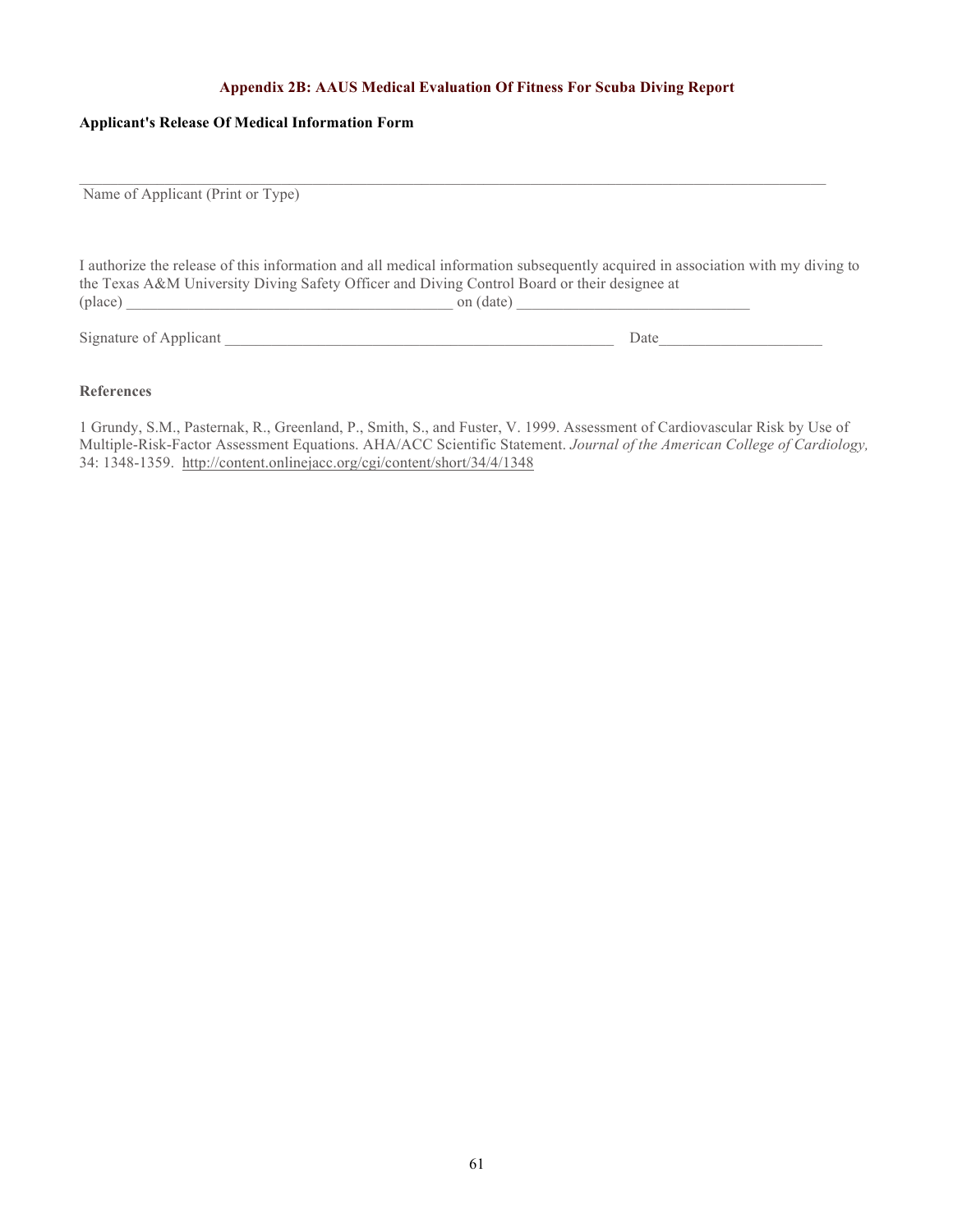### Appendix 2B: AAUS Medical Evaluation Of Fitness For Scuba Diving Report

**Applicant's Release Of Medical Information Form**

\_\_\_\_\_\_\_\_\_\_\_\_\_\_\_\_\_\_\_\_\_\_\_\_\_\_\_\_\_\_\_\_\_\_\_\_\_\_\_\_\_\_\_\_\_\_\_\_\_\_\_\_\_\_\_\_\_\_\_\_\_\_\_\_\_\_\_\_\_\_\_\_\_\_\_\_\_\_\_\_\_\_\_\_\_\_\_\_\_\_

Name of Applicant (Print or Type)

I authorize the release of this information and all medical information subsequently acquired in association with my diving to the Texas A&M University Diving Safety Officer and Diving Control Board or their designee at (place) \_\_\_\_\_\_\_\_\_\_\_\_\_\_\_\_\_\_\_\_\_\_\_\_\_\_\_\_\_\_\_\_\_\_\_\_\_\_\_\_\_ on (date) \_\_\_\_\_\_\_\_\_\_\_\_\_\_\_\_\_\_\_\_\_\_\_\_\_\_\_\_\_\_

Signature of Applicant \_\_\_\_\_\_\_\_\_\_\_\_\_\_\_\_\_\_\_\_\_\_\_\_\_\_\_\_\_\_\_\_\_\_\_\_\_\_\_\_\_\_\_\_\_\_\_\_\_\_\_\_\_ Date\_\_\_\_\_\_\_\_\_\_\_\_\_\_\_\_\_\_\_\_\_\_

**References**

1 Grundy, S.M., Pasternak, R., Greenland, P., Smith, S., and Fuster, V. 1999. Assessment of Cardiovascular Risk by Use of Multiple-Risk-Factor Assessment Equations. AHA/ACC Scientific Statement. *Journal of the American College of Cardiology,* 34: 1348-1359. http://content.onlinejacc.org/cgi/content/short/34/4/1348